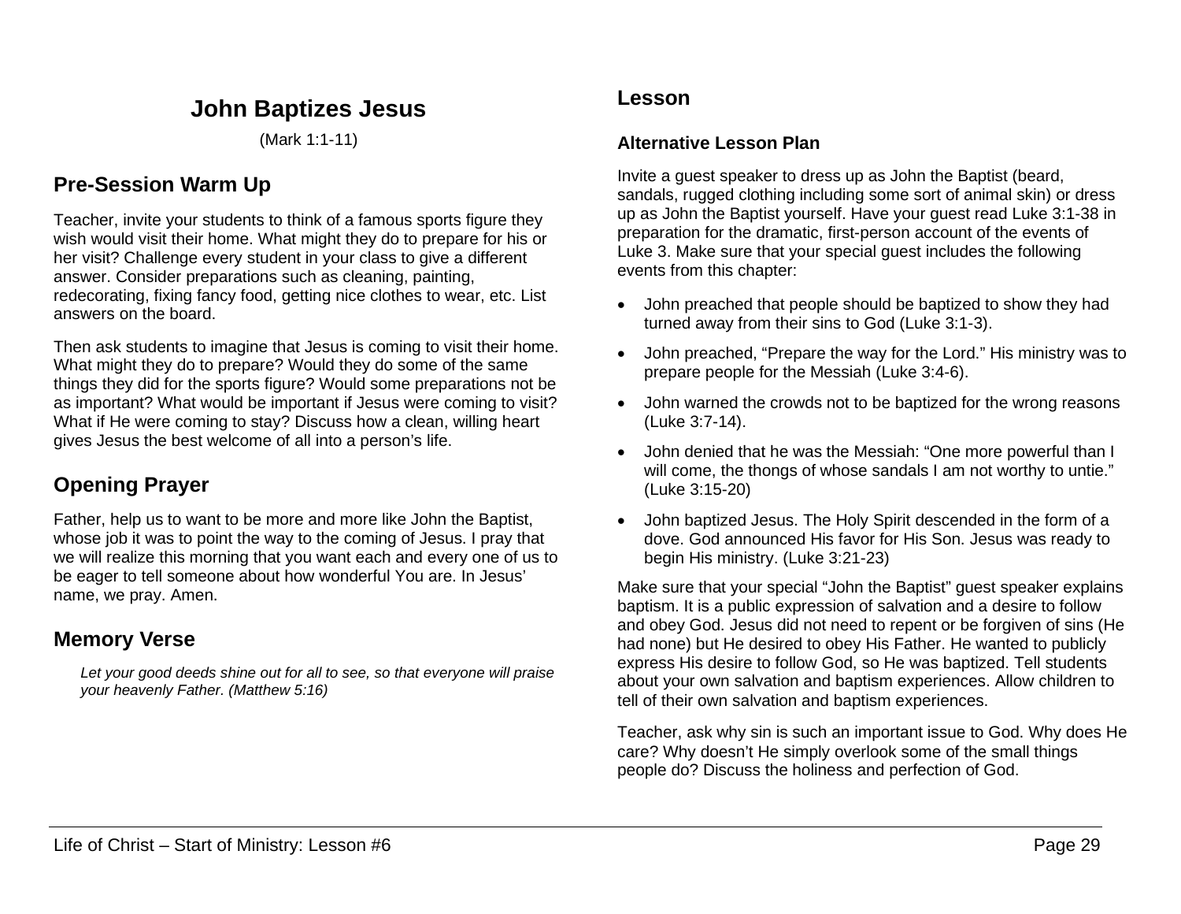# John Baptizes Jesus

(Mark 1:1-11)

## Pre-Session Warm Up

Teacher, invite your students to think of a famous sports figure they wish would visit their home. What might they do to prepare for his or her visit? Challenge every student in your class to give a different answer. Consider preparations such as cleaning, painting, redecorating, fixing fancy food, getting nice clothes to wear, etc. List answers on the board.

Then ask students to imagine that Jesus is coming to visit their home. What might they do to prepare? Would they do some of the same things they did for the sports figure? Would some preparations not be as important? What would be important if Jesus were coming to visit? What if He were coming to stay? Discuss how a clean, willing heart gives Jesus the best welcome of all into a person's life.

## Opening Prayer

Father, help us to want to be more and more like John the Baptist, whose job it was to point the way to the coming of Jesus. I pray that we will realize this morning that you want each and every one of us to be eager to tell someone about how wonderful You are. In Jesus' name, we pray. Amen.

## Memory Verse

*Let your good deeds shine out for all to see, so that everyone will praise your heavenly Father. (Matthew 5:16)*

## Lesson

### Alternative Lesson Plan

Invite a guest speaker to dress up as John the Baptist (beard, sandals, rugged clothing including some sort of animal skin) or dress up as John the Baptist yourself. Have your guest read Luke 3:1-38 in preparation for the dramatic, first-person account of the events of Luke 3. Make sure that your special guest includes the following events from this chapter:

- John preached that people should be baptized to show they had turned away from their sins to God (Luke 3:1-3).
- John preached, "Prepare the way for the Lord." His ministry was to prepare people for the Messiah (Luke 3:4-6).
- John warned the crowds not to be baptized for the wrong reasons (Luke 3:7-14).
- John denied that he was the Messiah: "One more powerful than I will come, the thongs of whose sandals I am not worthy to untie." (Luke 3:15-20)
- John baptized Jesus. The Holy Spirit descended in the form of a dove. God announced His favor for His Son. Jesus was ready to begin His ministry. (Luke 3:21-23)

Make sure that your special "John the Baptist" guest speaker explains baptism. It is a public expression of salvation and a desire to follow and obey God. Jesus did not need to repent or be forgiven of sins (He had none) but He desired to obey His Father. He wanted to publicly express His desire to follow God, so He was baptized. Tell students about your own salvation and baptism experiences. Allow children to tell of their own salvation and baptism experiences.

Teacher, ask why sin is such an important issue to God. Why does He care? Why doesn't He simply overlook some of the small things people do? Discuss the holiness and perfection of God.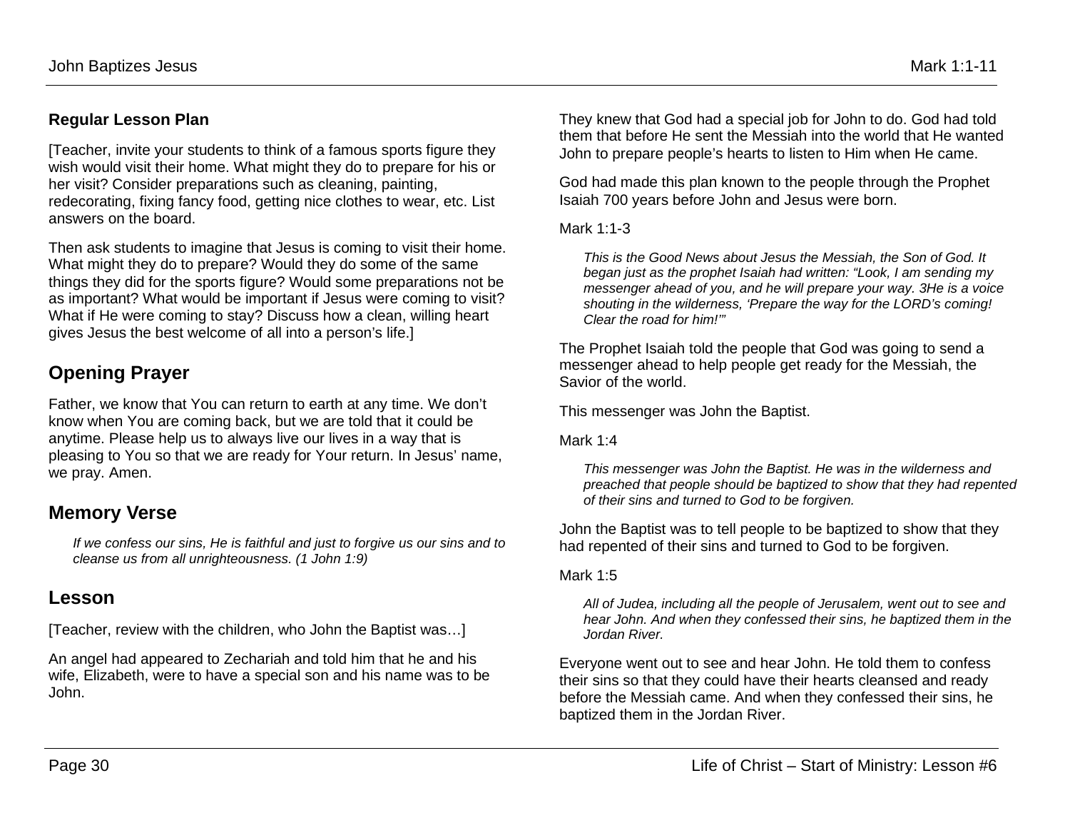**Regular Lesson Plan**

[Teacher, invite your students to think of a famous sports figure they wish would visit their home. What might they do to prepare for his or her visit? Consider preparations such as cleaning, painting, redecorating, fixing fancy food, getting nice clothes to wear, etc. List answers on the board.

Then ask students to imagine that Jesus is coming to visit their home. What might they do to prepare? Would they do some of the same things they did for the sports figure? Would some preparations not be as important? What would be important if Jesus were coming to visit? What if He were coming to stay? Discuss how a clean, willing heart gives Jesus the best welcome of all into a person's life.]

## Opening Prayer

Father, we know that You can return to earth at any time. We don't know when You are coming back, but we are told that it could be anytime. Please help us to always live our lives in a way that is pleasing to You so that we are ready for Your return. In Jesus' name, we pray. Amen.

## Memory Verse

> *If we confess our sins, He is faithful and just to forgive us our sins and to cleanse us from all unrighteousness. (1 John 1:9)*

## Lesson

[Teacher, review with the children, who John the Baptist was…]

An angel had appeared to Zechariah and told him that he and his wife, Elizabeth, were to have a special son and his name was to be John.

They knew that God had a special job for John to do. God had told them that before He sent the Messiah into the world that He wanted John to prepare people's hearts to listen to Him when He came.

God had made this plan known to the people through the Prophet Isaiah 700 years before John and Jesus were born.

Mark 1:1-3

> *This is the Good News about Jesus the Messiah, the Son of God. It began just as the prophet Isaiah had written: "Look, I am sending my messenger ahead of you, and he will prepare your way. 3He is a voice shouting in the wilderness, 'Prepare the way for the LORD's coming! Clear the road for him!'"*

The Prophet Isaiah told the people that God was going to send a messenger ahead to help people get ready for the Messiah, the Savior of the world.

This messenger was John the Baptist.

Mark 1:4

> *This messenger was John the Baptist. He was in the wilderness and preached that people should be baptized to show that they had repented of their sins and turned to God to be forgiven.*

John the Baptist was to tell people to be baptized to show that they had repented of their sins and turned to God to be forgiven.

Mark 1:5

> *All of Judea, including all the people of Jerusalem, went out to see and hear John. And when they confessed their sins, he baptized them in the Jordan River.*

Everyone went out to see and hear John. He told them to confess their sins so that they could have their hearts cleansed and ready before the Messiah came. And when they confessed their sins, he baptized them in the Jordan River.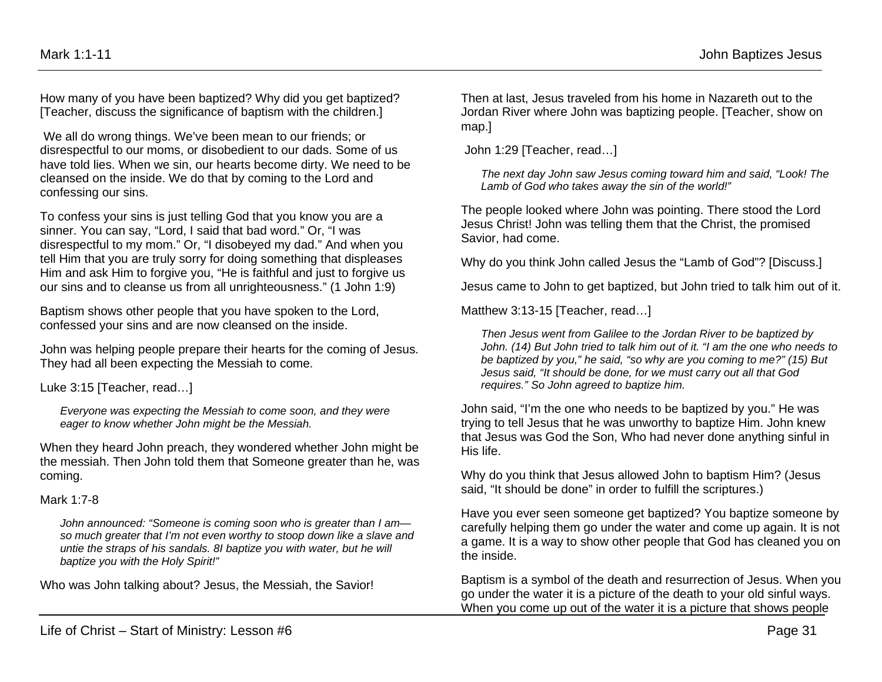How many of you have been baptized? Why did you get baptized? [Teacher, discuss the significance of baptism with the children.]

We all do wrong things. We've been mean to our friends; or disrespectful to our moms, or disobedient to our dads. Some of us have told lies. When we sin, our hearts become dirty. We need to be cleansed on the inside. We do that by coming to the Lord and confessing our sins.

To confess your sins is just telling God that you know you are a sinner. You can say, "Lord, I said that bad word." Or, "I was disrespectful to my mom." Or, "I disobeyed my dad." And when you tell Him that you are truly sorry for doing something that displeases Him and ask Him to forgive you, "He is faithful and just to forgive us our sins and to cleanse us from all unrighteousness." (1 John 1:9)

Baptism shows other people that you have spoken to the Lord, confessed your sins and are now cleansed on the inside.

John was helping people prepare their hearts for the coming of Jesus. They had all been expecting the Messiah to come.

Luke 3:15 [Teacher, read…]

> *Everyone was expecting the Messiah to come soon, and they were eager to know whether John might be the Messiah.*

When they heard John preach, they wondered whether John might be the messiah. Then John told them that Someone greater than he, was coming.

Mark 1:7-8

> *John announced: "Someone is coming soon who is greater than I am—so much greater that I'm not even worthy to stoop down like a slave and untie the straps of his sandals. 8I baptize you with water, but he will baptize you with the Holy Spirit!"*

Who was John talking about? Jesus, the Messiah, the Savior!

Then at last, Jesus traveled from his home in Nazareth out to the Jordan River where John was baptizing people. [Teacher, show on map.]

John 1:29 [Teacher, read…]

> *The next day John saw Jesus coming toward him and said, "Look! The Lamb of God who takes away the sin of the world!"*

The people looked where John was pointing. There stood the Lord Jesus Christ! John was telling them that the Christ, the promised Savior, had come.

Why do you think John called Jesus the "Lamb of God"? [Discuss.]

Jesus came to John to get baptized, but John tried to talk him out of it.

Matthew 3:13-15 [Teacher, read…]

> *Then Jesus went from Galilee to the Jordan River to be baptized by John. (14) But John tried to talk him out of it. "I am the one who needs to be baptized by you," he said, "so why are you coming to me?" (15) But Jesus said, "It should be done, for we must carry out all that God requires." So John agreed to baptize him.*

John said, "I'm the one who needs to be baptized by you." He was trying to tell Jesus that he was unworthy to baptize Him. John knew that Jesus was God the Son, Who had never done anything sinful in His life.

Why do you think that Jesus allowed John to baptism Him? (Jesus said, "It should be done" in order to fulfill the scriptures.)

Have you ever seen someone get baptized? You baptize someone by carefully helping them go under the water and come up again. It is not a game. It is a way to show other people that God has cleaned you on the inside.

Baptism is a symbol of the death and resurrection of Jesus. When you go under the water it is a picture of the death to your old sinful ways. When you come up out of the water it is a picture that shows people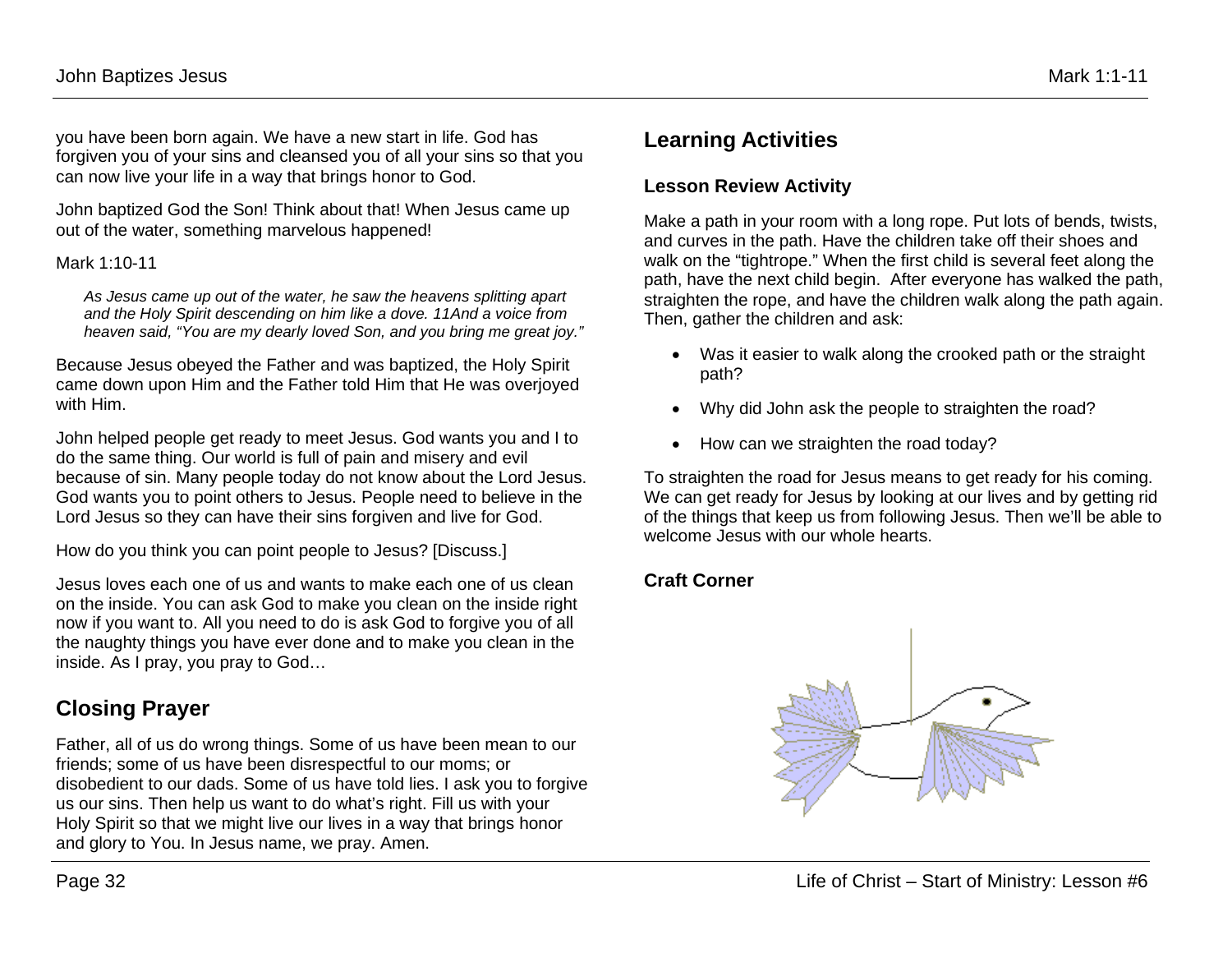you have been born again. We have a new start in life. God has forgiven you of your sins and cleansed you of all your sins so that you can now live your life in a way that brings honor to God.

John baptized God the Son! Think about that! When Jesus came up out of the water, something marvelous happened!

Mark 1:10-11

> *As Jesus came up out of the water, he saw the heavens splitting apart and the Holy Spirit descending on him like a dove. 11And a voice from heaven said, "You are my dearly loved Son, and you bring me great joy."*

Because Jesus obeyed the Father and was baptized, the Holy Spirit came down upon Him and the Father told Him that He was overjoyed with Him.

John helped people get ready to meet Jesus. God wants you and I to do the same thing. Our world is full of pain and misery and evil because of sin. Many people today do not know about the Lord Jesus. God wants you to point others to Jesus. People need to believe in the Lord Jesus so they can have their sins forgiven and live for God.

How do you think you can point people to Jesus? [Discuss.]

Jesus loves each one of us and wants to make each one of us clean on the inside. You can ask God to make you clean on the inside right now if you want to. All you need to do is ask God to forgive you of all the naughty things you have ever done and to make you clean in the inside. As I pray, you pray to God…

## Closing Prayer

Father, all of us do wrong things. Some of us have been mean to our friends; some of us have been disrespectful to our moms; or disobedient to our dads. Some of us have told lies. I ask you to forgive us our sins. Then help us want to do what's right. Fill us with your Holy Spirit so that we might live our lives in a way that brings honor and glory to You. In Jesus name, we pray. Amen.

## Learning Activities

### Lesson Review Activity

Make a path in your room with a long rope. Put lots of bends, twists, and curves in the path. Have the children take off their shoes and walk on the "tightrope." When the first child is several feet along the path, have the next child begin. After everyone has walked the path, straighten the rope, and have the children walk along the path again. Then, gather the children and ask:

- Was it easier to walk along the crooked path or the straight path?
- Why did John ask the people to straighten the road?
- How can we straighten the road today?

To straighten the road for Jesus means to get ready for his coming. We can get ready for Jesus by looking at our lives and by getting rid of the things that keep us from following Jesus. Then we'll be able to welcome Jesus with our whole hearts.

### Craft Corner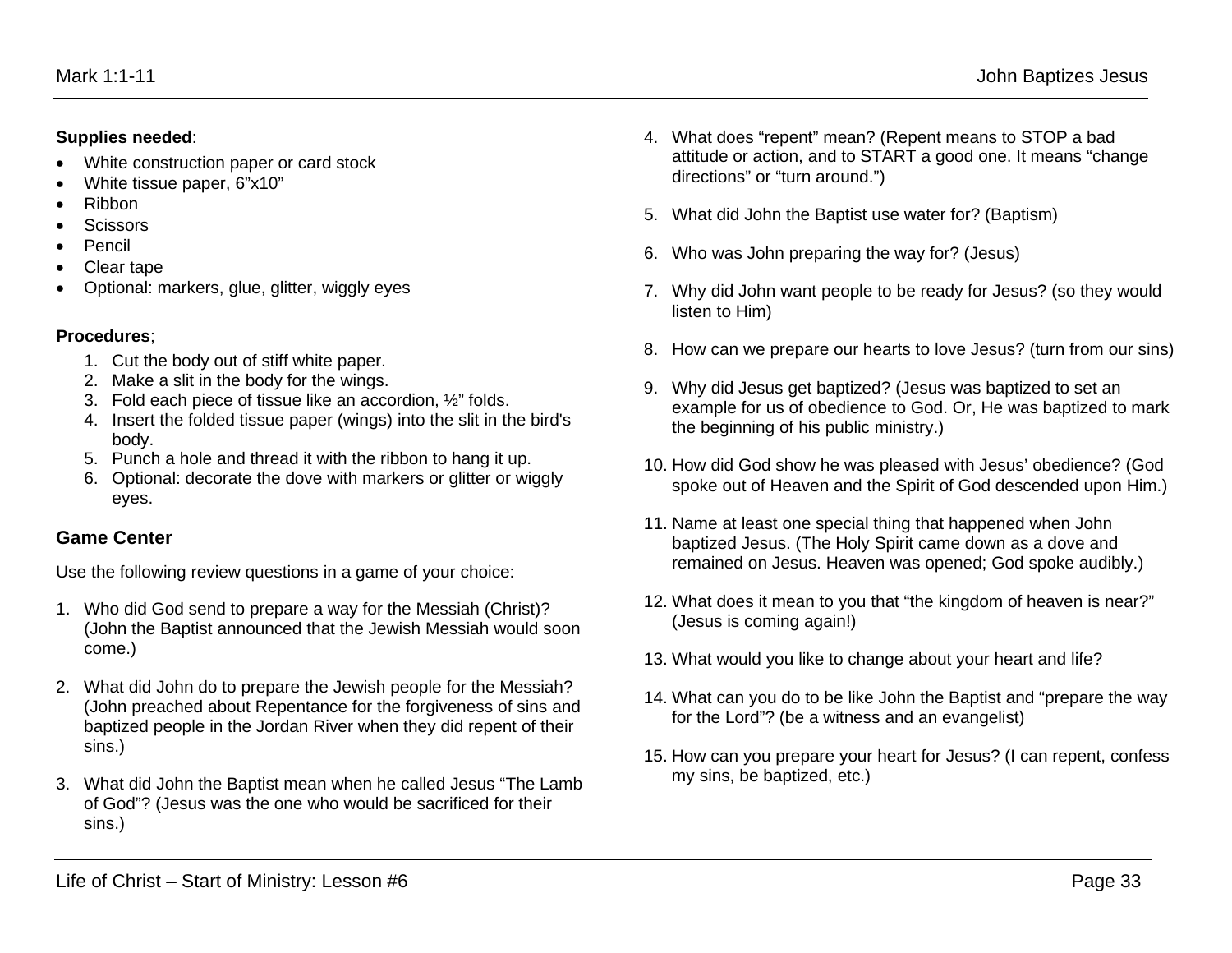**Supplies needed**:

- White construction paper or card stock
- White tissue paper, 6”x10”
- Ribbon
- Scissors
- Pencil
- Clear tape
- Optional: markers, glue, glitter, wiggly eyes

**Procedures**;

1. Cut the body out of stiff white paper.
2. Make a slit in the body for the wings.
3. Fold each piece of tissue like an accordion, ½” folds.
4. Insert the folded tissue paper (wings) into the slit in the bird's body.
5. Punch a hole and thread it with the ribbon to hang it up.
6. Optional: decorate the dove with markers or glitter or wiggly eyes.

## Game Center

Use the following review questions in a game of your choice:

1. Who did God send to prepare a way for the Messiah (Christ)? (John the Baptist announced that the Jewish Messiah would soon come.)

2. What did John do to prepare the Jewish people for the Messiah? (John preached about Repentance for the forgiveness of sins and baptized people in the Jordan River when they did repent of their sins.)

3. What did John the Baptist mean when he called Jesus “The Lamb of God”? (Jesus was the one who would be sacrificed for their sins.)

4. What does “repent” mean? (Repent means to STOP a bad attitude or action, and to START a good one. It means “change directions” or “turn around.”)

5. What did John the Baptist use water for? (Baptism)

6. Who was John preparing the way for? (Jesus)

7. Why did John want people to be ready for Jesus? (so they would listen to Him)

8. How can we prepare our hearts to love Jesus? (turn from our sins)

9. Why did Jesus get baptized? (Jesus was baptized to set an example for us of obedience to God. Or, He was baptized to mark the beginning of his public ministry.)

10. How did God show he was pleased with Jesus’ obedience? (God spoke out of Heaven and the Spirit of God descended upon Him.)

11. Name at least one special thing that happened when John baptized Jesus. (The Holy Spirit came down as a dove and remained on Jesus. Heaven was opened; God spoke audibly.)

12. What does it mean to you that “the kingdom of heaven is near?” (Jesus is coming again!)

13. What would you like to change about your heart and life?

14. What can you do to be like John the Baptist and “prepare the way for the Lord”? (be a witness and an evangelist)

15. How can you prepare your heart for Jesus? (I can repent, confess my sins, be baptized, etc.)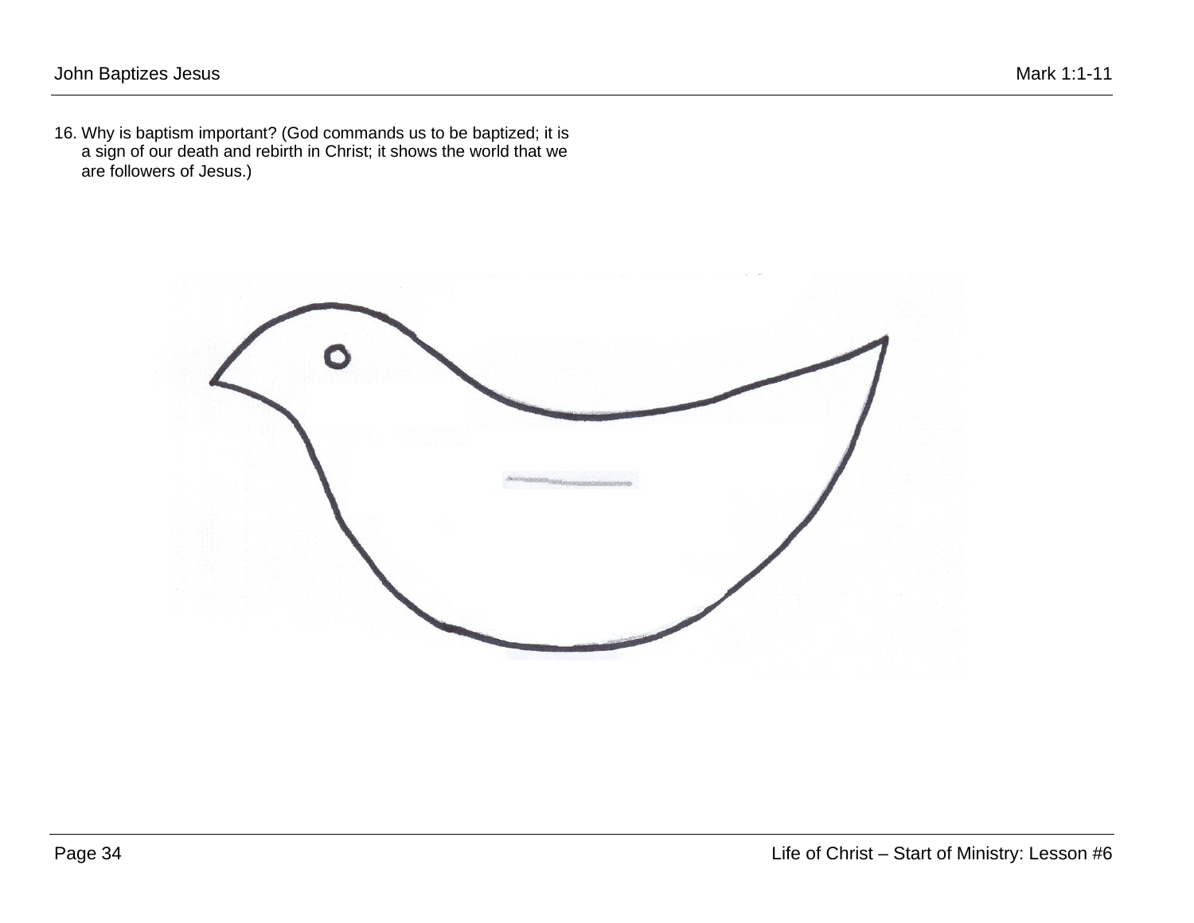16. Why is baptism important? (God commands us to be baptized; it is a sign of our death and rebirth in Christ; it shows the world that we are followers of Jesus.)